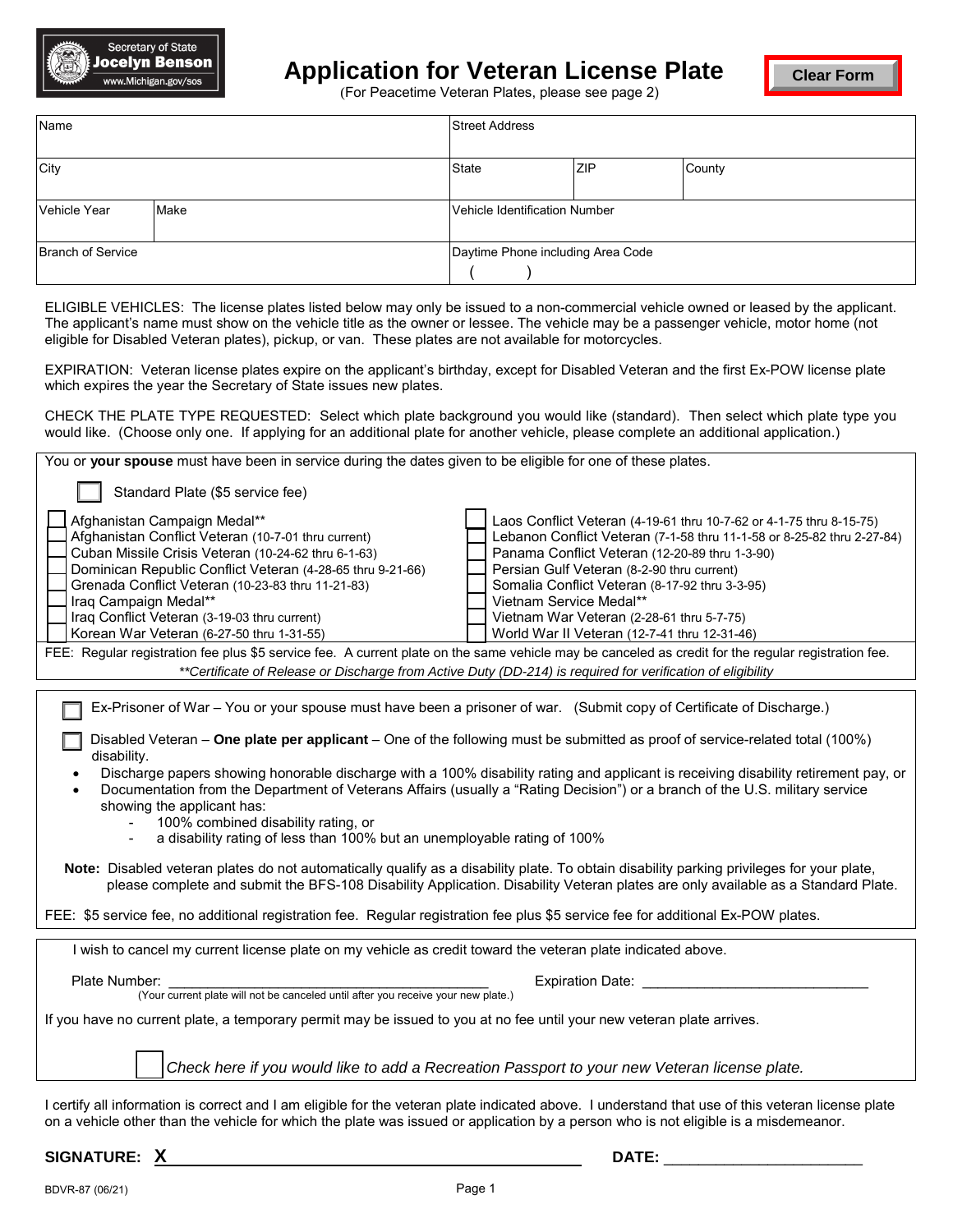Secretary of State
Jocelyn Benson
www.Michigan.gov/sos

# Application for Veteran License Plate

(For Peacetime Veteran Plates, please see page 2)

Clear Form

| Name | | Street Address | | |
|---|---|---|---|---|
| City | | State | ZIP | County |
| Vehicle Year | Make | Vehicle Identification Number | | |
| Branch of Service | | Daytime Phone including Area Code ( ) | | |

ELIGIBLE VEHICLES: The license plates listed below may only be issued to a non-commercial vehicle owned or leased by the applicant. The applicant's name must show on the vehicle title as the owner or lessee. The vehicle may be a passenger vehicle, motor home (not eligible for Disabled Veteran plates), pickup, or van. These plates are not available for motorcycles.

EXPIRATION: Veteran license plates expire on the applicant's birthday, except for Disabled Veteran and the first Ex-POW license plate which expires the year the Secretary of State issues new plates.

CHECK THE PLATE TYPE REQUESTED: Select which plate background you would like (standard). Then select which plate type you would like. (Choose only one. If applying for an additional plate for another vehicle, please complete an additional application.)

You or **your spouse** must have been in service during the dates given to be eligible for one of these plates.

☐ Standard Plate ($5 service fee)

- ☐ Afghanistan Campaign Medal**
- ☐ Afghanistan Conflict Veteran (10-7-01 thru current)
- ☐ Cuban Missile Crisis Veteran (10-24-62 thru 6-1-63)
- ☐ Dominican Republic Conflict Veteran (4-28-65 thru 9-21-66)
- ☐ Grenada Conflict Veteran (10-23-83 thru 11-21-83)
- ☐ Iraq Campaign Medal**
- ☐ Iraq Conflict Veteran (3-19-03 thru current)
- ☐ Korean War Veteran (6-27-50 thru 1-31-55)
- ☐ Laos Conflict Veteran (4-19-61 thru 10-7-62 or 4-1-75 thru 8-15-75)
- ☐ Lebanon Conflict Veteran (7-1-58 thru 11-1-58 or 8-25-82 thru 2-27-84)
- ☐ Panama Conflict Veteran (12-20-89 thru 1-3-90)
- ☐ Persian Gulf Veteran (8-2-90 thru current)
- ☐ Somalia Conflict Veteran (8-17-92 thru 3-3-95)
- ☐ Vietnam Service Medal**
- ☐ Vietnam War Veteran (2-28-61 thru 5-7-75)
- ☐ World War II Veteran (12-7-41 thru 12-31-46)

FEE: Regular registration fee plus $5 service fee. A current plate on the same vehicle may be canceled as credit for the regular registration fee.

*\*\*Certificate of Release or Discharge from Active Duty (DD-214) is required for verification of eligibility*

☐ Ex-Prisoner of War – You or your spouse must have been a prisoner of war. (Submit copy of Certificate of Discharge.)

☐ Disabled Veteran – **One plate per applicant** – One of the following must be submitted as proof of service-related total (100%) disability.

- Discharge papers showing honorable discharge with a 100% disability rating and applicant is receiving disability retirement pay, or
- Documentation from the Department of Veterans Affairs (usually a "Rating Decision") or a branch of the U.S. military service showing the applicant has:
  - 100% combined disability rating, or
  - a disability rating of less than 100% but an unemployable rating of 100%

**Note:** Disabled veteran plates do not automatically qualify as a disability plate. To obtain disability parking privileges for your plate, please complete and submit the BFS-108 Disability Application. Disability Veteran plates are only available as a Standard Plate.

FEE: $5 service fee, no additional registration fee. Regular registration fee plus $5 service fee for additional Ex-POW plates.

I wish to cancel my current license plate on my vehicle as credit toward the veteran plate indicated above.

Plate Number: ______________________________ Expiration Date: ______________________
(Your current plate will not be canceled until after you receive your new plate.)

If you have no current plate, a temporary permit may be issued to you at no fee until your new veteran plate arrives.

☐ *Check here if you would like to add a Recreation Passport to your new Veteran license plate.*

I certify all information is correct and I am eligible for the veteran plate indicated above. I understand that use of this veteran license plate on a vehicle other than the vehicle for which the plate was issued or application by a person who is not eligible is a misdemeanor.

**SIGNATURE:** X ______________________________ **DATE:** ____________________

BDVR-87 (06/21)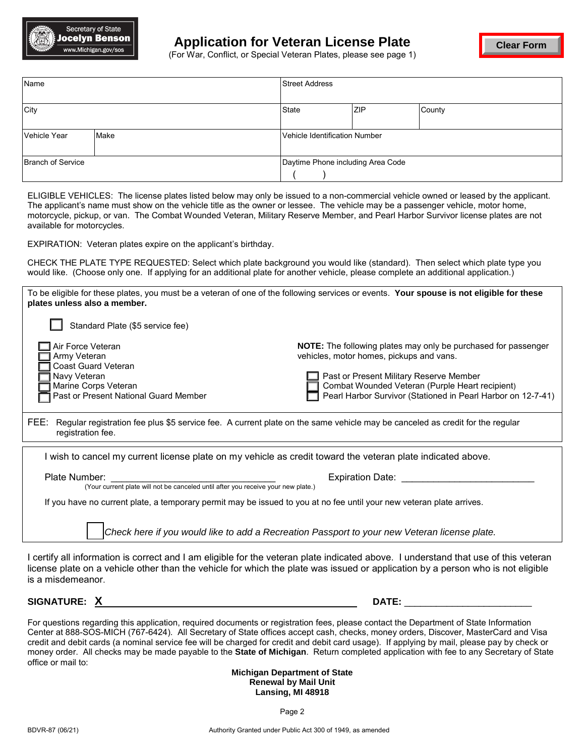Secretary of State
**Jocelyn Benson**
www.Michigan.gov/sos

# Application for Veteran License Plate

(For War, Conflict, or Special Veteran Plates, please see page 1)

Clear Form

| | | | |
|---|---|---|---|
| Name | Street Address | | |
| City | State | ZIP | County |
| Vehicle Year / Make | Vehicle Identification Number | | |
| Branch of Service | Daytime Phone including Area Code ( ) | | |

ELIGIBLE VEHICLES: The license plates listed below may only be issued to a non-commercial vehicle owned or leased by the applicant. The applicant's name must show on the vehicle title as the owner or lessee. The vehicle may be a passenger vehicle, motor home, motorcycle, pickup, or van. The Combat Wounded Veteran, Military Reserve Member, and Pearl Harbor Survivor license plates are not available for motorcycles.

EXPIRATION: Veteran plates expire on the applicant's birthday.

CHECK THE PLATE TYPE REQUESTED: Select which plate background you would like (standard). Then select which plate type you would like. (Choose only one. If applying for an additional plate for another vehicle, please complete an additional application.)

To be eligible for these plates, you must be a veteran of one of the following services or events. **Your spouse is not eligible for these plates unless also a member.**

☐ Standard Plate ($5 service fee)

☐ Air Force Veteran
☐ Army Veteran
☐ Coast Guard Veteran
☐ Navy Veteran
☐ Marine Corps Veteran
☐ Past or Present National Guard Member

**NOTE:** The following plates may only be purchased for passenger vehicles, motor homes, pickups and vans.

☐ Past or Present Military Reserve Member
☐ Combat Wounded Veteran (Purple Heart recipient)
☐ Pearl Harbor Survivor (Stationed in Pearl Harbor on 12-7-41)

FEE: Regular registration fee plus $5 service fee. A current plate on the same vehicle may be canceled as credit for the regular registration fee.

I wish to cancel my current license plate on my vehicle as credit toward the veteran plate indicated above.

Plate Number: ______________________________ Expiration Date: ________________________
(Your current plate will not be canceled until after you receive your new plate.)

If you have no current plate, a temporary permit may be issued to you at no fee until your new veteran plate arrives.

☐ *Check here if you would like to add a Recreation Passport to your new Veteran license plate.*

I certify all information is correct and I am eligible for the veteran plate indicated above. I understand that use of this veteran license plate on a vehicle other than the vehicle for which the plate was issued or application by a person who is not eligible is a misdemeanor.

**SIGNATURE: X** ____________________________________________ **DATE:** ________________________

For questions regarding this application, required documents or registration fees, please contact the Department of State Information Center at 888-SOS-MICH (767-6424). All Secretary of State offices accept cash, checks, money orders, Discover, MasterCard and Visa credit and debit cards (a nominal service fee will be charged for credit and debit card usage). If applying by mail, please pay by check or money order. All checks may be made payable to the **State of Michigan**. Return completed application with fee to any Secretary of State office or mail to:

**Michigan Department of State**
**Renewal by Mail Unit**
**Lansing, MI 48918**

BDVR-87 (06/21)

Authority Granted under Public Act 300 of 1949, as amended